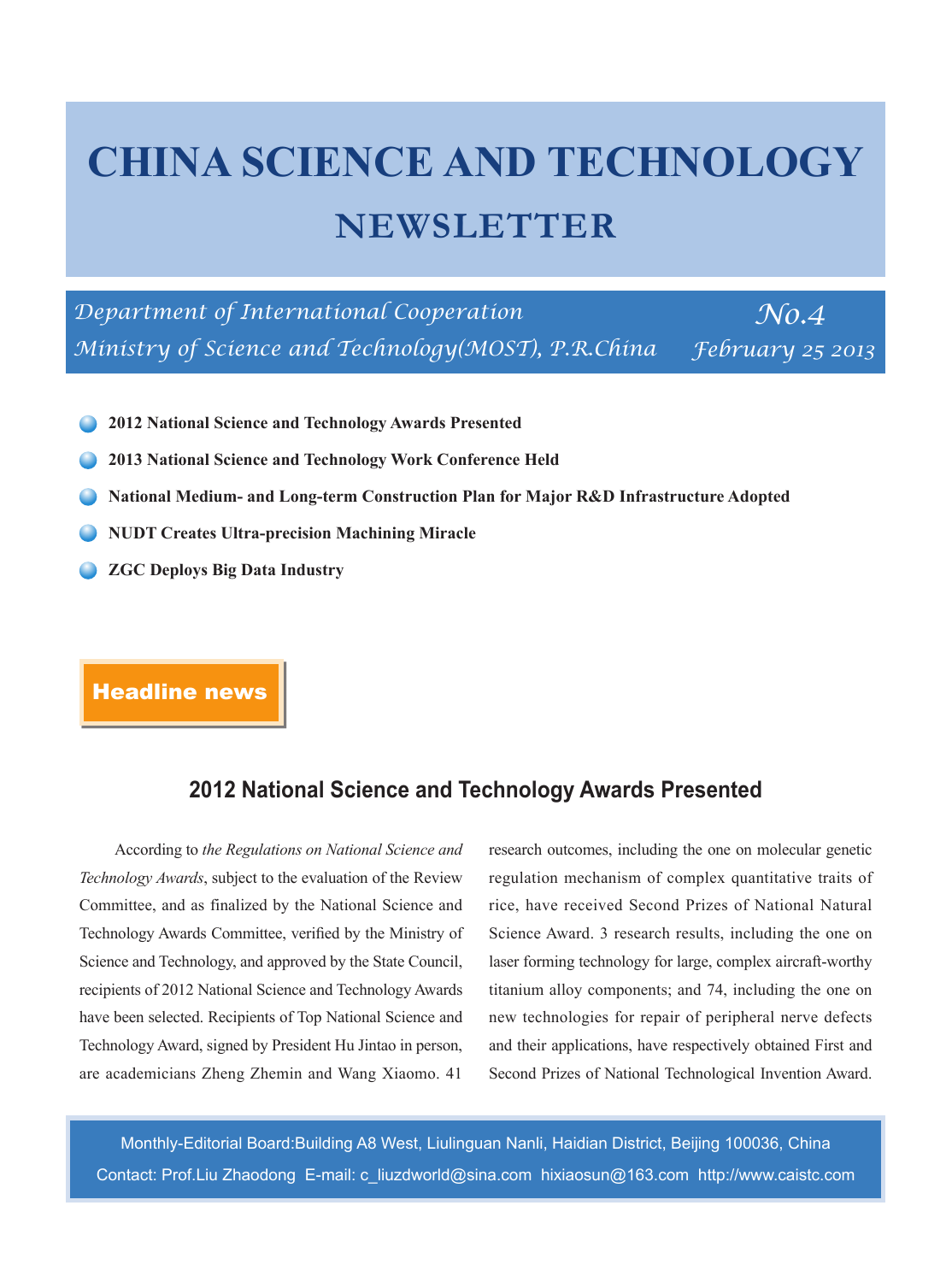# CHINA SCIENCE AND TECHNOLOGY NEWSLETTER

*Department of International Cooperation*
*Ministry of Science and Technology(MOST), P.R.China*

*No.4*
*February 25 2013*

- **2012 National Science and Technology Awards Presented**
- **2013 National Science and Technology Work Conference Held**
- **National Medium- and Long-term Construction Plan for Major R&D Infrastructure Adopted**
- **NUDT Creates Ultra-precision Machining Miracle**
- **ZGC Deploys Big Data Industry**

**Headline news**

## 2012 National Science and Technology Awards Presented

According to *the Regulations on National Science and Technology Awards*, subject to the evaluation of the Review Committee, and as finalized by the National Science and Technology Awards Committee, verified by the Ministry of Science and Technology, and approved by the State Council, recipients of 2012 National Science and Technology Awards have been selected. Recipients of Top National Science and Technology Award, signed by President Hu Jintao in person, are academicians Zheng Zhemin and Wang Xiaomo. 41 research outcomes, including the one on molecular genetic regulation mechanism of complex quantitative traits of rice, have received Second Prizes of National Natural Science Award. 3 research results, including the one on laser forming technology for large, complex aircraft-worthy titanium alloy components; and 74, including the one on new technologies for repair of peripheral nerve defects and their applications, have respectively obtained First and Second Prizes of National Technological Invention Award.

Monthly-Editorial Board:Building A8 West, Liulinguan Nanli, Haidian District, Beijing 100036, China
Contact: Prof.Liu Zhaodong E-mail: c_liuzdworld@sina.com hixiaosun@163.com http://www.caistc.com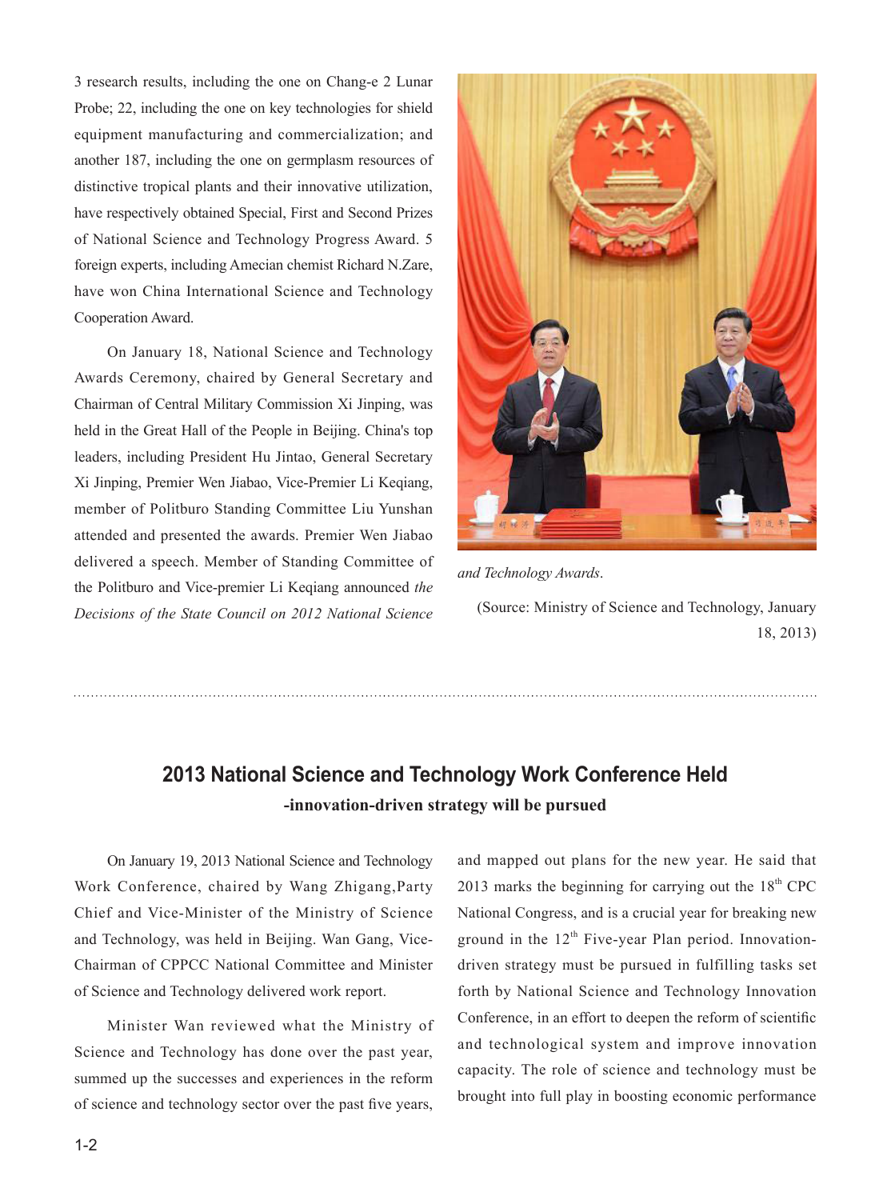3 research results, including the one on Chang-e 2 Lunar Probe; 22, including the one on key technologies for shield equipment manufacturing and commercialization; and another 187, including the one on germplasm resources of distinctive tropical plants and their innovative utilization, have respectively obtained Special, First and Second Prizes of National Science and Technology Progress Award. 5 foreign experts, including Amecian chemist Richard N.Zare, have won China International Science and Technology Cooperation Award.

On January 18, National Science and Technology Awards Ceremony, chaired by General Secretary and Chairman of Central Military Commission Xi Jinping, was held in the Great Hall of the People in Beijing. China's top leaders, including President Hu Jintao, General Secretary Xi Jinping, Premier Wen Jiabao, Vice-Premier Li Keqiang, member of Politburo Standing Committee Liu Yunshan attended and presented the awards. Premier Wen Jiabao delivered a speech. Member of Standing Committee of the Politburo and Vice-premier Li Keqiang announced *the Decisions of the State Council on 2012 National Science and Technology Awards*.

(Source: Ministry of Science and Technology, January 18, 2013)

## 2013 National Science and Technology Work Conference Held

**-innovation-driven strategy will be pursued**

On January 19, 2013 National Science and Technology Work Conference, chaired by Wang Zhigang,Party Chief and Vice-Minister of the Ministry of Science and Technology, was held in Beijing. Wan Gang, Vice-Chairman of CPPCC National Committee and Minister of Science and Technology delivered work report.

Minister Wan reviewed what the Ministry of Science and Technology has done over the past year, summed up the successes and experiences in the reform of science and technology sector over the past five years, and mapped out plans for the new year. He said that 2013 marks the beginning for carrying out the 18th CPC National Congress, and is a crucial year for breaking new ground in the 12th Five-year Plan period. Innovation-driven strategy must be pursued in fulfilling tasks set forth by National Science and Technology Innovation Conference, in an effort to deepen the reform of scientific and technological system and improve innovation capacity. The role of science and technology must be brought into full play in boosting economic performance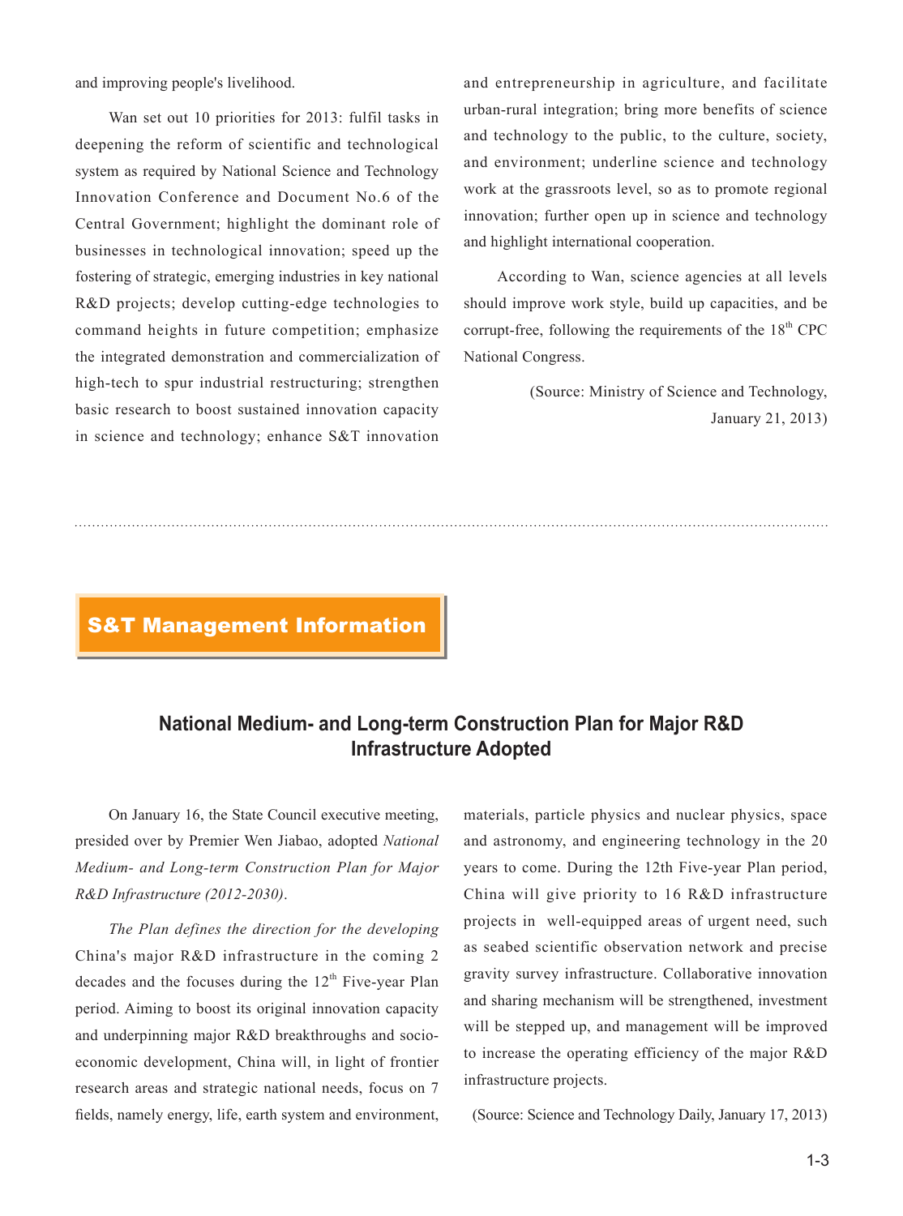and improving people's livelihood.

Wan set out 10 priorities for 2013: fulfil tasks in deepening the reform of scientific and technological system as required by National Science and Technology Innovation Conference and Document No.6 of the Central Government; highlight the dominant role of businesses in technological innovation; speed up the fostering of strategic, emerging industries in key national R&D projects; develop cutting-edge technologies to command heights in future competition; emphasize the integrated demonstration and commercialization of high-tech to spur industrial restructuring; strengthen basic research to boost sustained innovation capacity in science and technology; enhance S&T innovation and entrepreneurship in agriculture, and facilitate urban-rural integration; bring more benefits of science and technology to the public, to the culture, society, and environment; underline science and technology work at the grassroots level, so as to promote regional innovation; further open up in science and technology and highlight international cooperation.

According to Wan, science agencies at all levels should improve work style, build up capacities, and be corrupt-free, following the requirements of the 18th CPC National Congress.

(Source: Ministry of Science and Technology, January 21, 2013)

---

## S&T Management Information

### National Medium- and Long-term Construction Plan for Major R&D Infrastructure Adopted

On January 16, the State Council executive meeting, presided over by Premier Wen Jiabao, adopted *National Medium- and Long-term Construction Plan for Major R&D Infrastructure (2012-2030)*.

*The Plan defines the direction for the developing* China's major R&D infrastructure in the coming 2 decades and the focuses during the 12th Five-year Plan period. Aiming to boost its original innovation capacity and underpinning major R&D breakthroughs and socio-economic development, China will, in light of frontier research areas and strategic national needs, focus on 7 fields, namely energy, life, earth system and environment, materials, particle physics and nuclear physics, space and astronomy, and engineering technology in the 20 years to come. During the 12th Five-year Plan period, China will give priority to 16 R&D infrastructure projects in well-equipped areas of urgent need, such as seabed scientific observation network and precise gravity survey infrastructure. Collaborative innovation and sharing mechanism will be strengthened, investment will be stepped up, and management will be improved to increase the operating efficiency of the major R&D infrastructure projects.

(Source: Science and Technology Daily, January 17, 2013)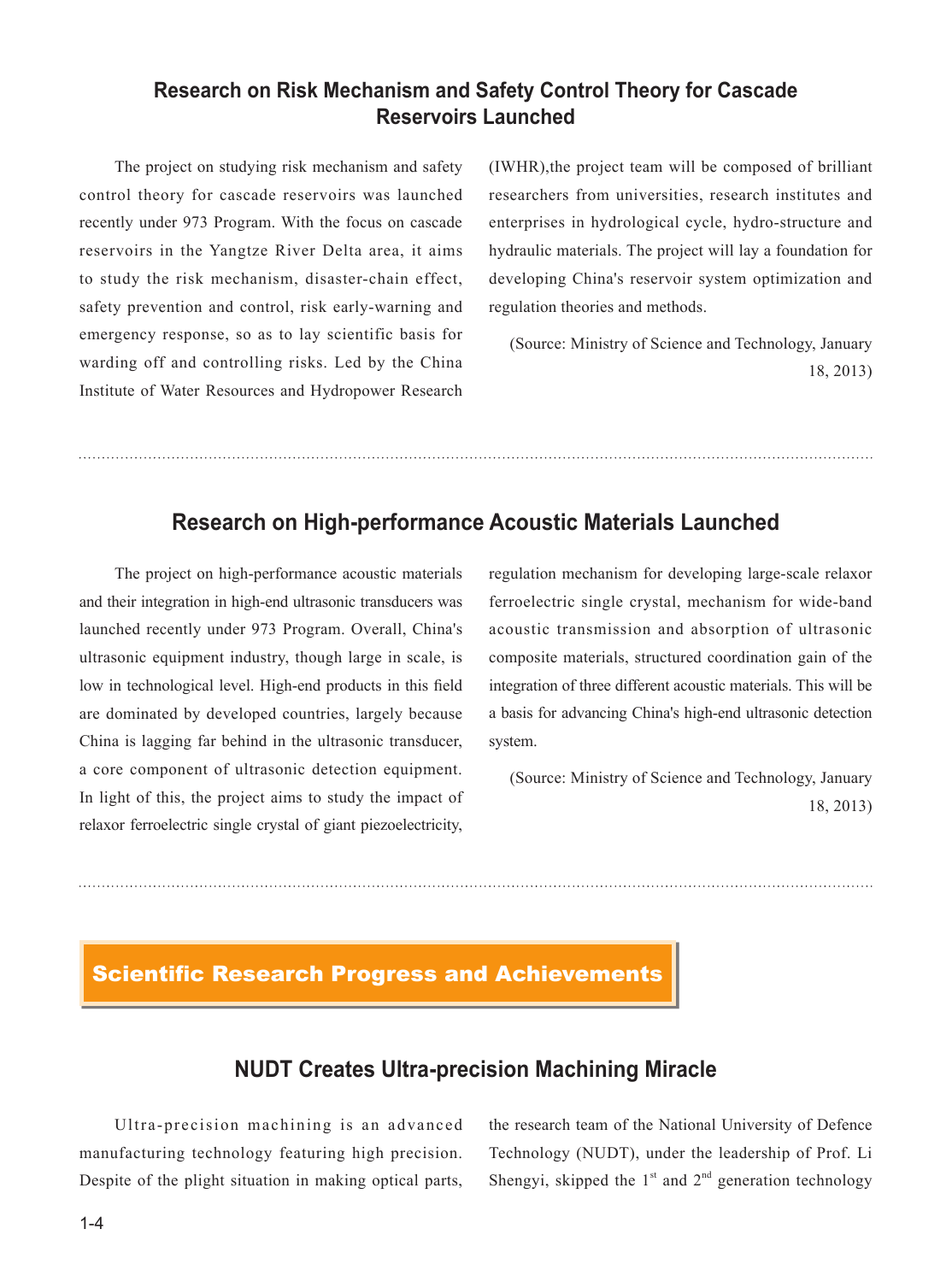## Research on Risk Mechanism and Safety Control Theory for Cascade Reservoirs Launched

The project on studying risk mechanism and safety control theory for cascade reservoirs was launched recently under 973 Program. With the focus on cascade reservoirs in the Yangtze River Delta area, it aims to study the risk mechanism, disaster-chain effect, safety prevention and control, risk early-warning and emergency response, so as to lay scientific basis for warding off and controlling risks. Led by the China Institute of Water Resources and Hydropower Research (IWHR),the project team will be composed of brilliant researchers from universities, research institutes and enterprises in hydrological cycle, hydro-structure and hydraulic materials. The project will lay a foundation for developing China's reservoir system optimization and regulation theories and methods.

(Source: Ministry of Science and Technology, January 18, 2013)

## Research on High-performance Acoustic Materials Launched

The project on high-performance acoustic materials and their integration in high-end ultrasonic transducers was launched recently under 973 Program. Overall, China's ultrasonic equipment industry, though large in scale, is low in technological level. High-end products in this field are dominated by developed countries, largely because China is lagging far behind in the ultrasonic transducer, a core component of ultrasonic detection equipment. In light of this, the project aims to study the impact of relaxor ferroelectric single crystal of giant piezoelectricity, regulation mechanism for developing large-scale relaxor ferroelectric single crystal, mechanism for wide-band acoustic transmission and absorption of ultrasonic composite materials, structured coordination gain of the integration of three different acoustic materials. This will be a basis for advancing China's high-end ultrasonic detection system.

(Source: Ministry of Science and Technology, January 18, 2013)

# Scientific Research Progress and Achievements

## NUDT Creates Ultra-precision Machining Miracle

Ultra-precision machining is an advanced manufacturing technology featuring high precision. Despite of the plight situation in making optical parts, the research team of the National University of Defence Technology (NUDT), under the leadership of Prof. Li Shengyi, skipped the 1$^{st}$ and 2$^{nd}$ generation technology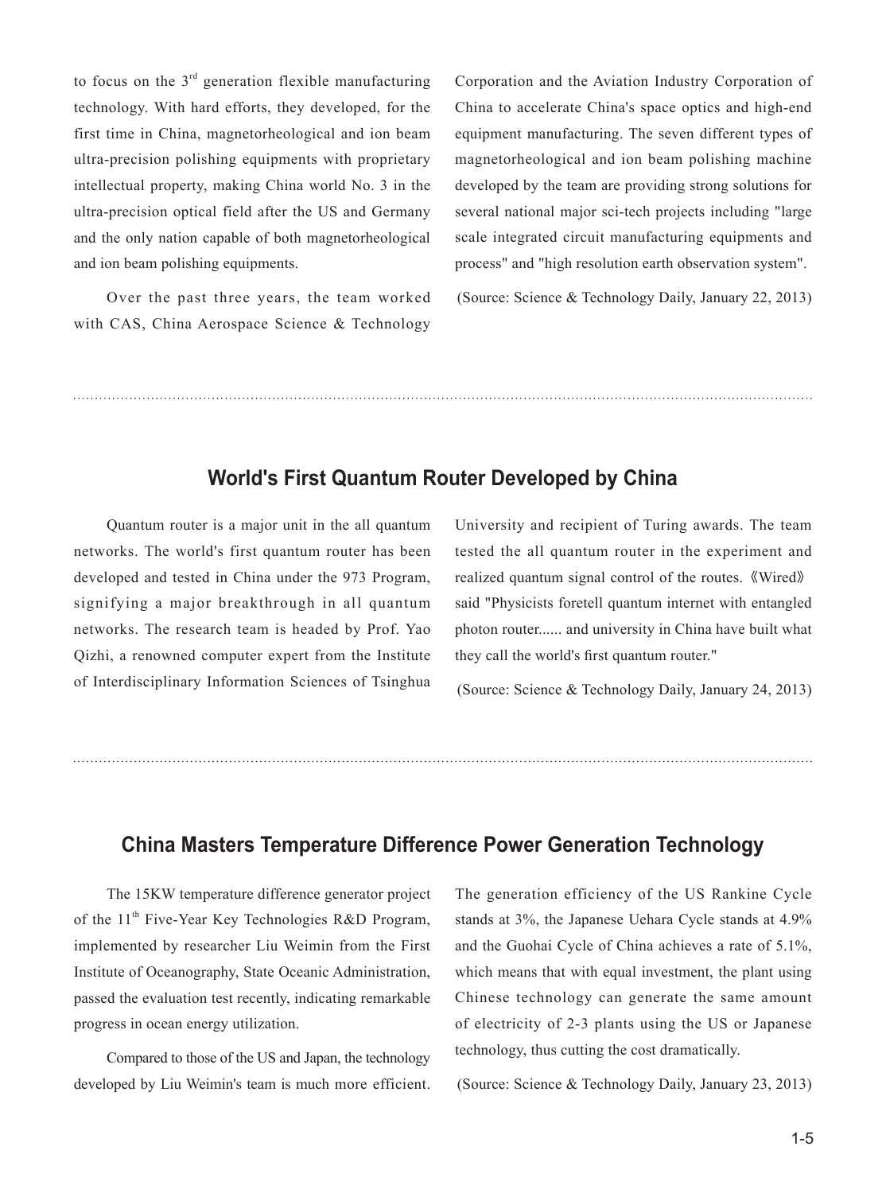to focus on the 3rd generation flexible manufacturing technology. With hard efforts, they developed, for the first time in China, magnetorheological and ion beam ultra-precision polishing equipments with proprietary intellectual property, making China world No. 3 in the ultra-precision optical field after the US and Germany and the only nation capable of both magnetorheological and ion beam polishing equipments.

Over the past three years, the team worked with CAS, China Aerospace Science & Technology Corporation and the Aviation Industry Corporation of China to accelerate China's space optics and high-end equipment manufacturing. The seven different types of magnetorheological and ion beam polishing machine developed by the team are providing strong solutions for several national major sci-tech projects including "large scale integrated circuit manufacturing equipments and process" and "high resolution earth observation system".

(Source: Science & Technology Daily, January 22, 2013)

## World's First Quantum Router Developed by China

Quantum router is a major unit in the all quantum networks. The world's first quantum router has been developed and tested in China under the 973 Program, signifying a major breakthrough in all quantum networks. The research team is headed by Prof. Yao Qizhi, a renowned computer expert from the Institute of Interdisciplinary Information Sciences of Tsinghua University and recipient of Turing awards. The team tested the all quantum router in the experiment and realized quantum signal control of the routes.《Wired》said "Physicists foretell quantum internet with entangled photon router...... and university in China have built what they call the world's first quantum router."

(Source: Science & Technology Daily, January 24, 2013)

## China Masters Temperature Difference Power Generation Technology

The 15KW temperature difference generator project of the 11th Five-Year Key Technologies R&D Program, implemented by researcher Liu Weimin from the First Institute of Oceanography, State Oceanic Administration, passed the evaluation test recently, indicating remarkable progress in ocean energy utilization.

Compared to those of the US and Japan, the technology developed by Liu Weimin's team is much more efficient. The generation efficiency of the US Rankine Cycle stands at 3%, the Japanese Uehara Cycle stands at 4.9% and the Guohai Cycle of China achieves a rate of 5.1%, which means that with equal investment, the plant using Chinese technology can generate the same amount of electricity of 2-3 plants using the US or Japanese technology, thus cutting the cost dramatically.

(Source: Science & Technology Daily, January 23, 2013)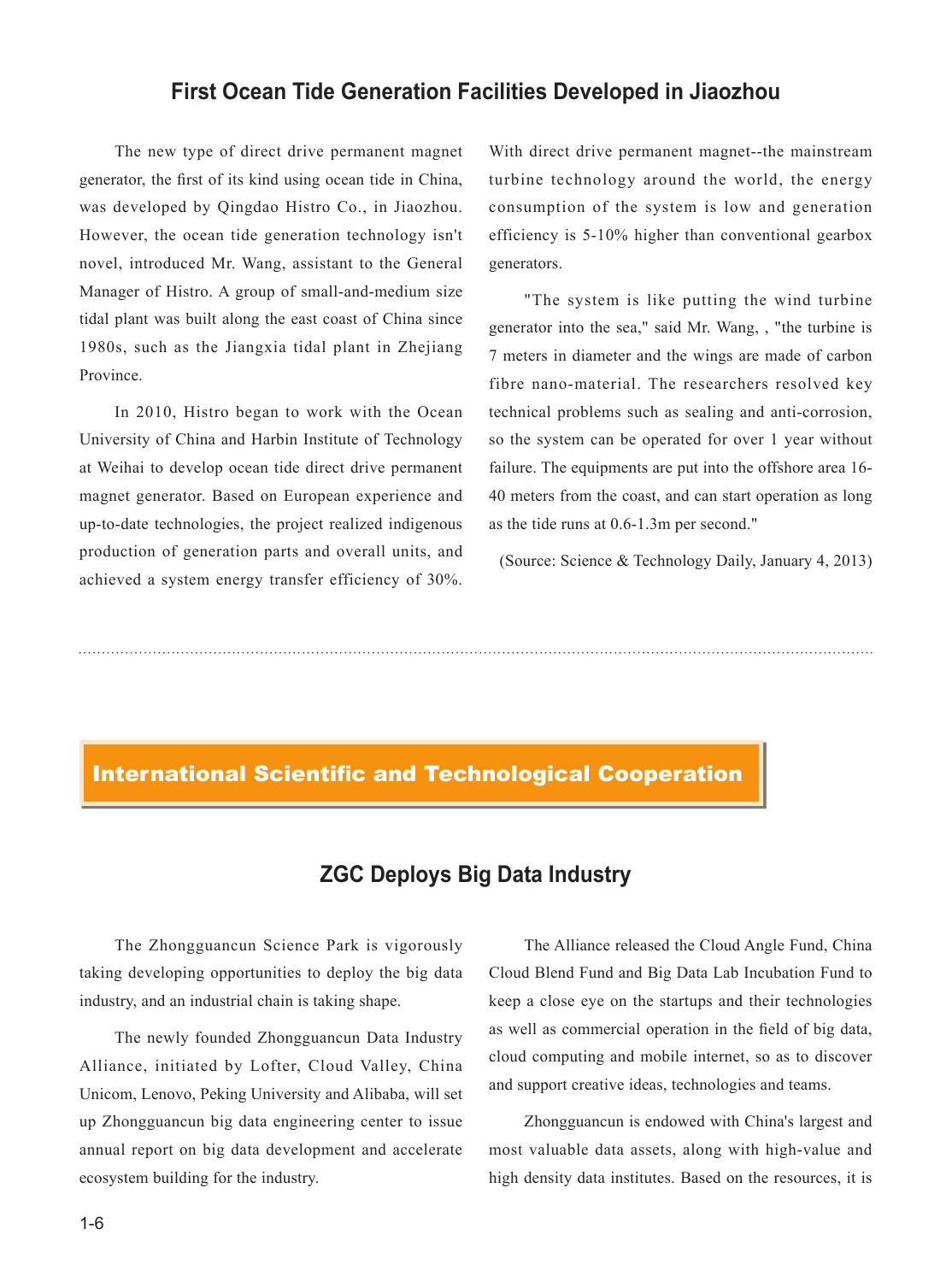## First Ocean Tide Generation Facilities Developed in Jiaozhou

The new type of direct drive permanent magnet generator, the first of its kind using ocean tide in China, was developed by Qingdao Histro Co., in Jiaozhou. However, the ocean tide generation technology isn't novel, introduced Mr. Wang, assistant to the General Manager of Histro. A group of small-and-medium size tidal plant was built along the east coast of China since 1980s, such as the Jiangxia tidal plant in Zhejiang Province.

In 2010, Histro began to work with the Ocean University of China and Harbin Institute of Technology at Weihai to develop ocean tide direct drive permanent magnet generator. Based on European experience and up-to-date technologies, the project realized indigenous production of generation parts and overall units, and achieved a system energy transfer efficiency of 30%. With direct drive permanent magnet--the mainstream turbine technology around the world, the energy consumption of the system is low and generation efficiency is 5-10% higher than conventional gearbox generators.

"The system is like putting the wind turbine generator into the sea," said Mr. Wang, , "the turbine is 7 meters in diameter and the wings are made of carbon fibre nano-material. The researchers resolved key technical problems such as sealing and anti-corrosion, so the system can be operated for over 1 year without failure. The equipments are put into the offshore area 16-40 meters from the coast, and can start operation as long as the tide runs at 0.6-1.3m per second."

(Source: Science & Technology Daily, January 4, 2013)

# International Scientific and Technological Cooperation

## ZGC Deploys Big Data Industry

The Zhongguancun Science Park is vigorously taking developing opportunities to deploy the big data industry, and an industrial chain is taking shape.

The newly founded Zhongguancun Data Industry Alliance, initiated by Lofter, Cloud Valley, China Unicom, Lenovo, Peking University and Alibaba, will set up Zhongguancun big data engineering center to issue annual report on big data development and accelerate ecosystem building for the industry.

The Alliance released the Cloud Angle Fund, China Cloud Blend Fund and Big Data Lab Incubation Fund to keep a close eye on the startups and their technologies as well as commercial operation in the field of big data, cloud computing and mobile internet, so as to discover and support creative ideas, technologies and teams.

Zhongguancun is endowed with China's largest and most valuable data assets, along with high-value and high density data institutes. Based on the resources, it is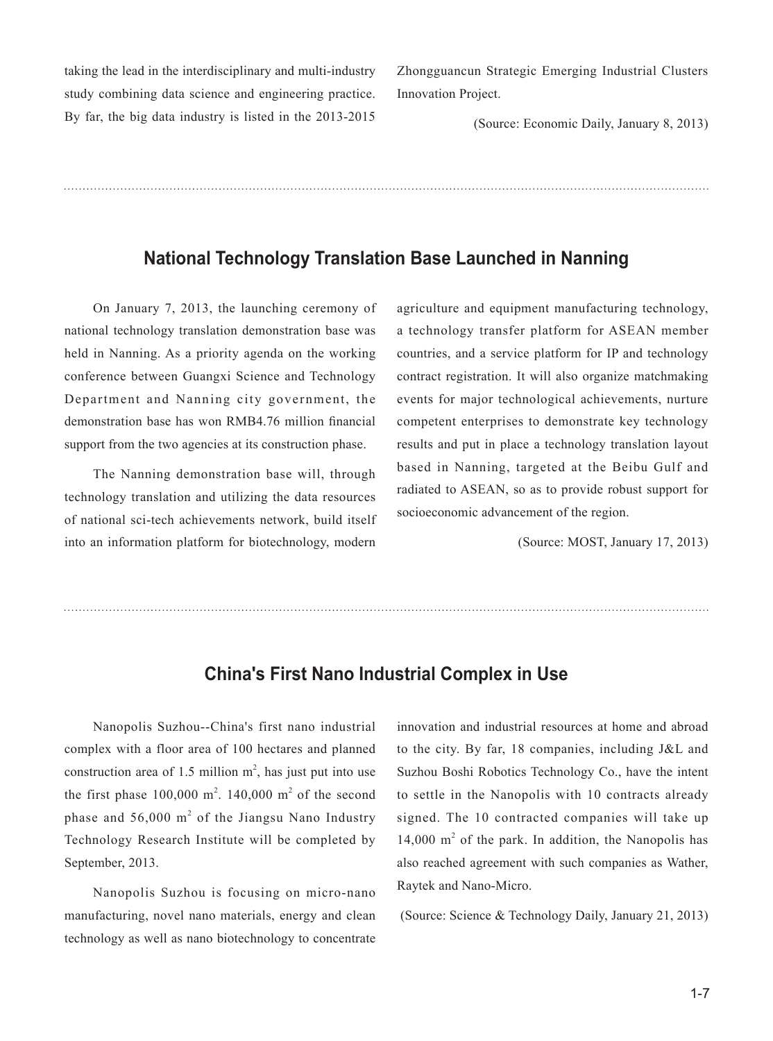taking the lead in the interdisciplinary and multi-industry study combining data science and engineering practice. By far, the big data industry is listed in the 2013-2015 Zhongguancun Strategic Emerging Industrial Clusters Innovation Project.

(Source: Economic Daily, January 8, 2013)

## National Technology Translation Base Launched in Nanning

On January 7, 2013, the launching ceremony of national technology translation demonstration base was held in Nanning. As a priority agenda on the working conference between Guangxi Science and Technology Department and Nanning city government, the demonstration base has won RMB4.76 million financial support from the two agencies at its construction phase.

The Nanning demonstration base will, through technology translation and utilizing the data resources of national sci-tech achievements network, build itself into an information platform for biotechnology, modern agriculture and equipment manufacturing technology, a technology transfer platform for ASEAN member countries, and a service platform for IP and technology contract registration. It will also organize matchmaking events for major technological achievements, nurture competent enterprises to demonstrate key technology results and put in place a technology translation layout based in Nanning, targeted at the Beibu Gulf and radiated to ASEAN, so as to provide robust support for socioeconomic advancement of the region.

(Source: MOST, January 17, 2013)

## China's First Nano Industrial Complex in Use

Nanopolis Suzhou--China's first nano industrial complex with a floor area of 100 hectares and planned construction area of 1.5 million $m^2$, has just put into use the first phase 100,000 $m^2$. 140,000 $m^2$ of the second phase and 56,000 $m^2$ of the Jiangsu Nano Industry Technology Research Institute will be completed by September, 2013.

Nanopolis Suzhou is focusing on micro-nano manufacturing, novel nano materials, energy and clean technology as well as nano biotechnology to concentrate innovation and industrial resources at home and abroad to the city. By far, 18 companies, including J&L and Suzhou Boshi Robotics Technology Co., have the intent to settle in the Nanopolis with 10 contracts already signed. The 10 contracted companies will take up 14,000 $m^2$ of the park. In addition, the Nanopolis has also reached agreement with such companies as Wather, Raytek and Nano-Micro.

(Source: Science & Technology Daily, January 21, 2013)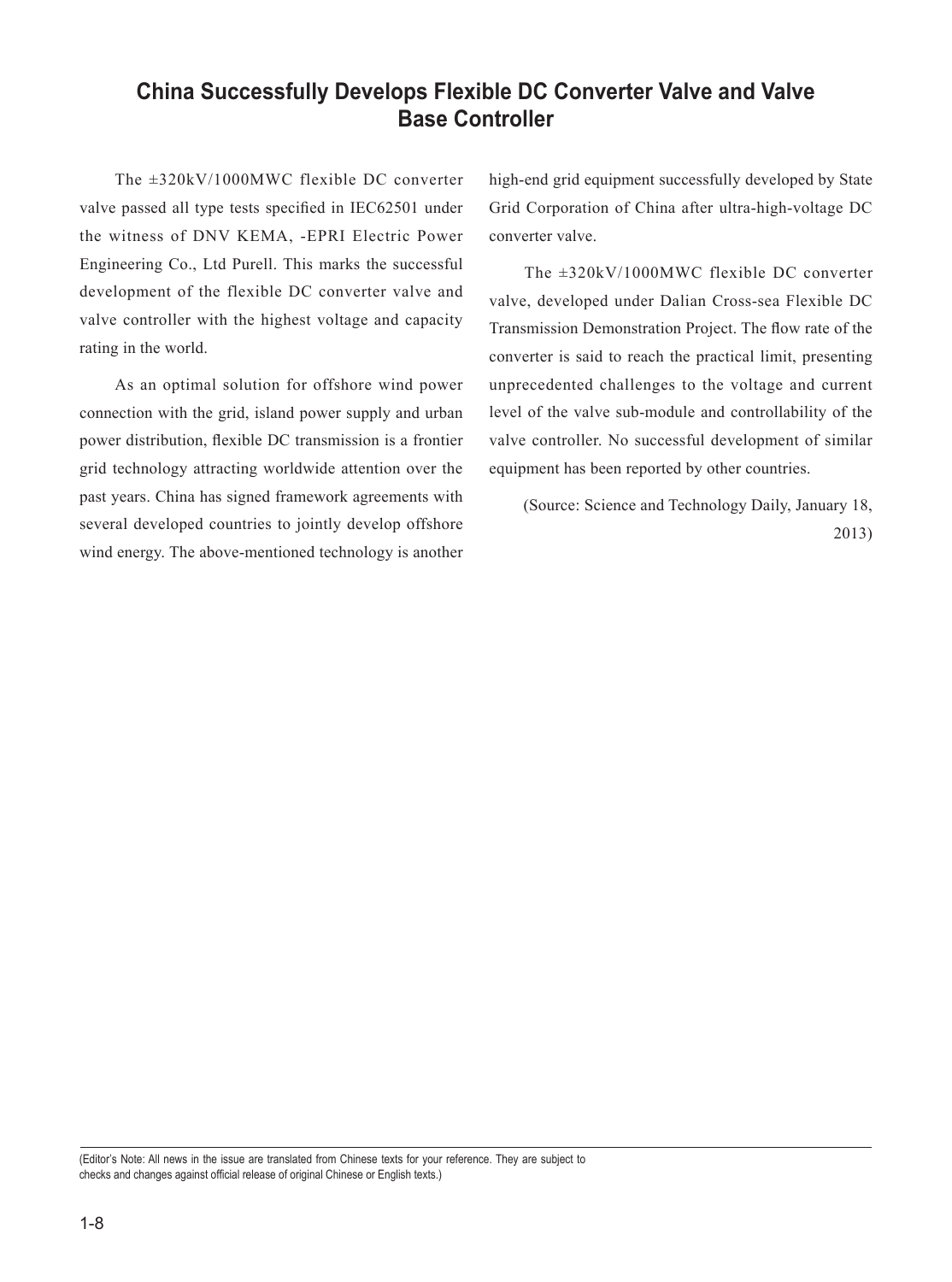# China Successfully Develops Flexible DC Converter Valve and Valve Base Controller

The ±320kV/1000MWC flexible DC converter valve passed all type tests specified in IEC62501 under the witness of DNV KEMA, -EPRI Electric Power Engineering Co., Ltd Purell. This marks the successful development of the flexible DC converter valve and valve controller with the highest voltage and capacity rating in the world.

As an optimal solution for offshore wind power connection with the grid, island power supply and urban power distribution, flexible DC transmission is a frontier grid technology attracting worldwide attention over the past years. China has signed framework agreements with several developed countries to jointly develop offshore wind energy. The above-mentioned technology is another high-end grid equipment successfully developed by State Grid Corporation of China after ultra-high-voltage DC converter valve.

The ±320kV/1000MWC flexible DC converter valve, developed under Dalian Cross-sea Flexible DC Transmission Demonstration Project. The flow rate of the converter is said to reach the practical limit, presenting unprecedented challenges to the voltage and current level of the valve sub-module and controllability of the valve controller. No successful development of similar equipment has been reported by other countries.

(Source: Science and Technology Daily, January 18, 2013)

(Editor's Note: All news in the issue are translated from Chinese texts for your reference. They are subject to checks and changes against official release of original Chinese or English texts.)